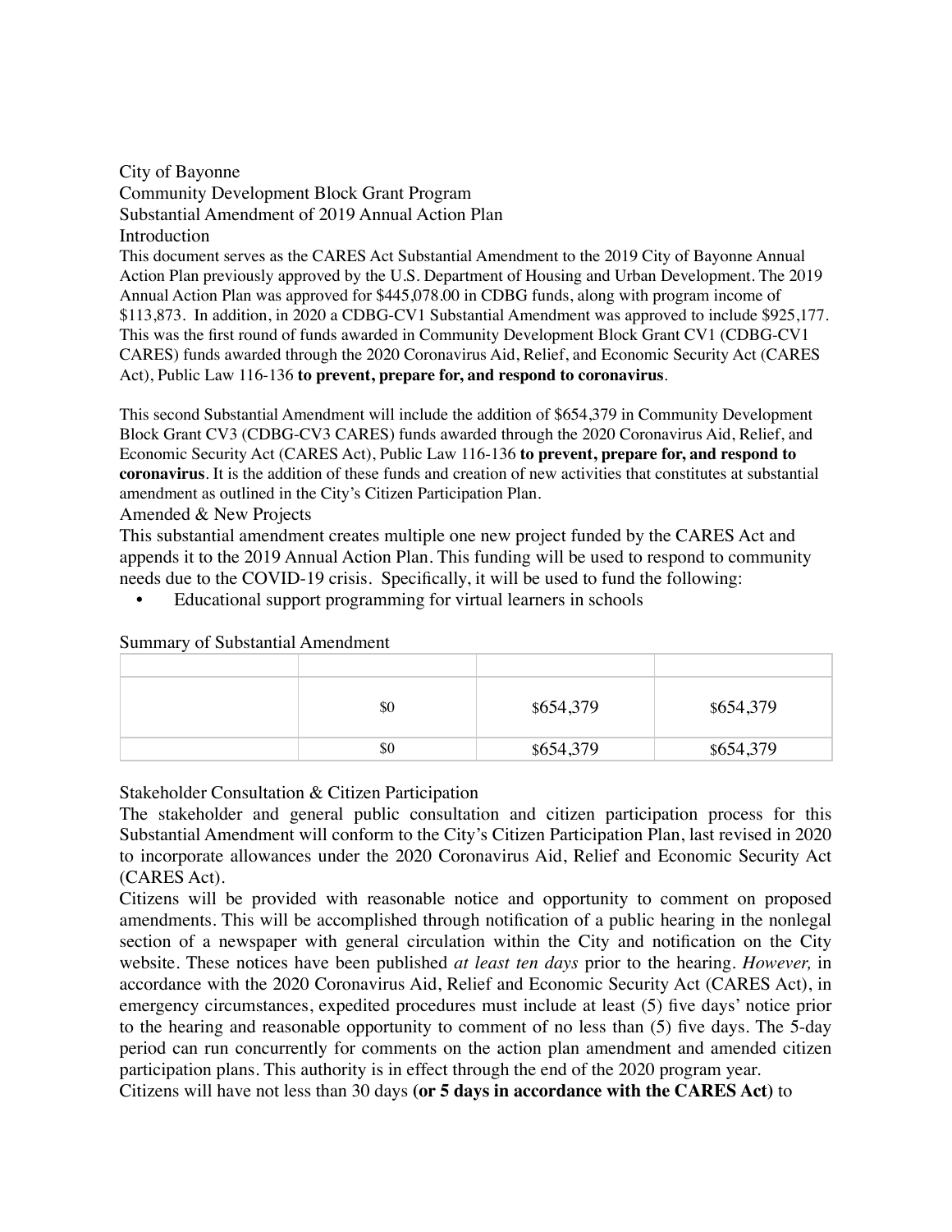City of Bayonne

Community Development Block Grant Program

Substantial Amendment of 2019 Annual Action Plan

Introduction

This document serves as the CARES Act Substantial Amendment to the 2019 City of Bayonne Annual Action Plan previously approved by the U.S. Department of Housing and Urban Development. The 2019 Annual Action Plan was approved for $445,078.00 in CDBG funds, along with program income of $113,873. In addition, in 2020 a CDBG-CV1 Substantial Amendment was approved to include $925,177. This was the first round of funds awarded in Community Development Block Grant CV1 (CDBG-CV1 CARES) funds awarded through the 2020 Coronavirus Aid, Relief, and Economic Security Act (CARES Act), Public Law 116-136 **to prevent, prepare for, and respond to coronavirus**.

This second Substantial Amendment will include the addition of $654,379 in Community Development Block Grant CV3 (CDBG-CV3 CARES) funds awarded through the 2020 Coronavirus Aid, Relief, and Economic Security Act (CARES Act), Public Law 116-136 **to prevent, prepare for, and respond to coronavirus**. It is the addition of these funds and creation of new activities that constitutes at substantial amendment as outlined in the City's Citizen Participation Plan.

Amended & New Projects

This substantial amendment creates multiple one new project funded by the CARES Act and appends it to the 2019 Annual Action Plan. This funding will be used to respond to community needs due to the COVID-19 crisis. Specifically, it will be used to fund the following:

- Educational support programming for virtual learners in schools

Summary of Substantial Amendment

| | | | |
|---|---|---|---|
| | $0 | $654,379 | $654,379 |
| | $0 | $654,379 | $654,379 |

Stakeholder Consultation & Citizen Participation

The stakeholder and general public consultation and citizen participation process for this Substantial Amendment will conform to the City's Citizen Participation Plan, last revised in 2020 to incorporate allowances under the 2020 Coronavirus Aid, Relief and Economic Security Act (CARES Act).

Citizens will be provided with reasonable notice and opportunity to comment on proposed amendments. This will be accomplished through notification of a public hearing in the nonlegal section of a newspaper with general circulation within the City and notification on the City website. These notices have been published *at least ten days* prior to the hearing. *However,* in accordance with the 2020 Coronavirus Aid, Relief and Economic Security Act (CARES Act), in emergency circumstances, expedited procedures must include at least (5) five days' notice prior to the hearing and reasonable opportunity to comment of no less than (5) five days. The 5-day period can run concurrently for comments on the action plan amendment and amended citizen participation plans. This authority is in effect through the end of the 2020 program year.

Citizens will have not less than 30 days **(or 5 days in accordance with the CARES Act)** to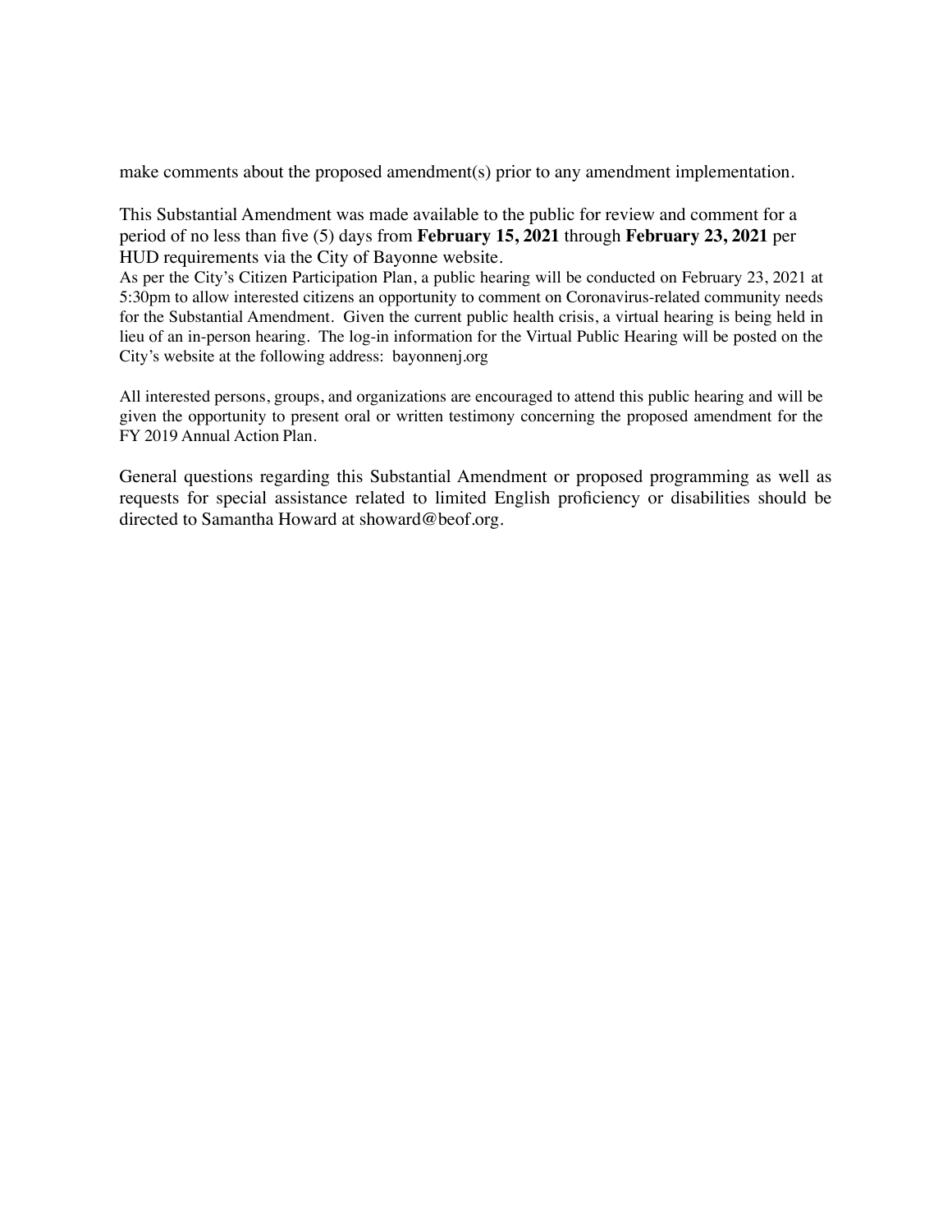make comments about the proposed amendment(s) prior to any amendment implementation.

This Substantial Amendment was made available to the public for review and comment for a period of no less than five (5) days from **February 15, 2021** through **February 23, 2021** per HUD requirements via the City of Bayonne website.
As per the City's Citizen Participation Plan, a public hearing will be conducted on February 23, 2021 at 5:30pm to allow interested citizens an opportunity to comment on Coronavirus-related community needs for the Substantial Amendment. Given the current public health crisis, a virtual hearing is being held in lieu of an in-person hearing. The log-in information for the Virtual Public Hearing will be posted on the City's website at the following address: bayonnenj.org

All interested persons, groups, and organizations are encouraged to attend this public hearing and will be given the opportunity to present oral or written testimony concerning the proposed amendment for the FY 2019 Annual Action Plan.

General questions regarding this Substantial Amendment or proposed programming as well as requests for special assistance related to limited English proficiency or disabilities should be directed to Samantha Howard at showard@beof.org.